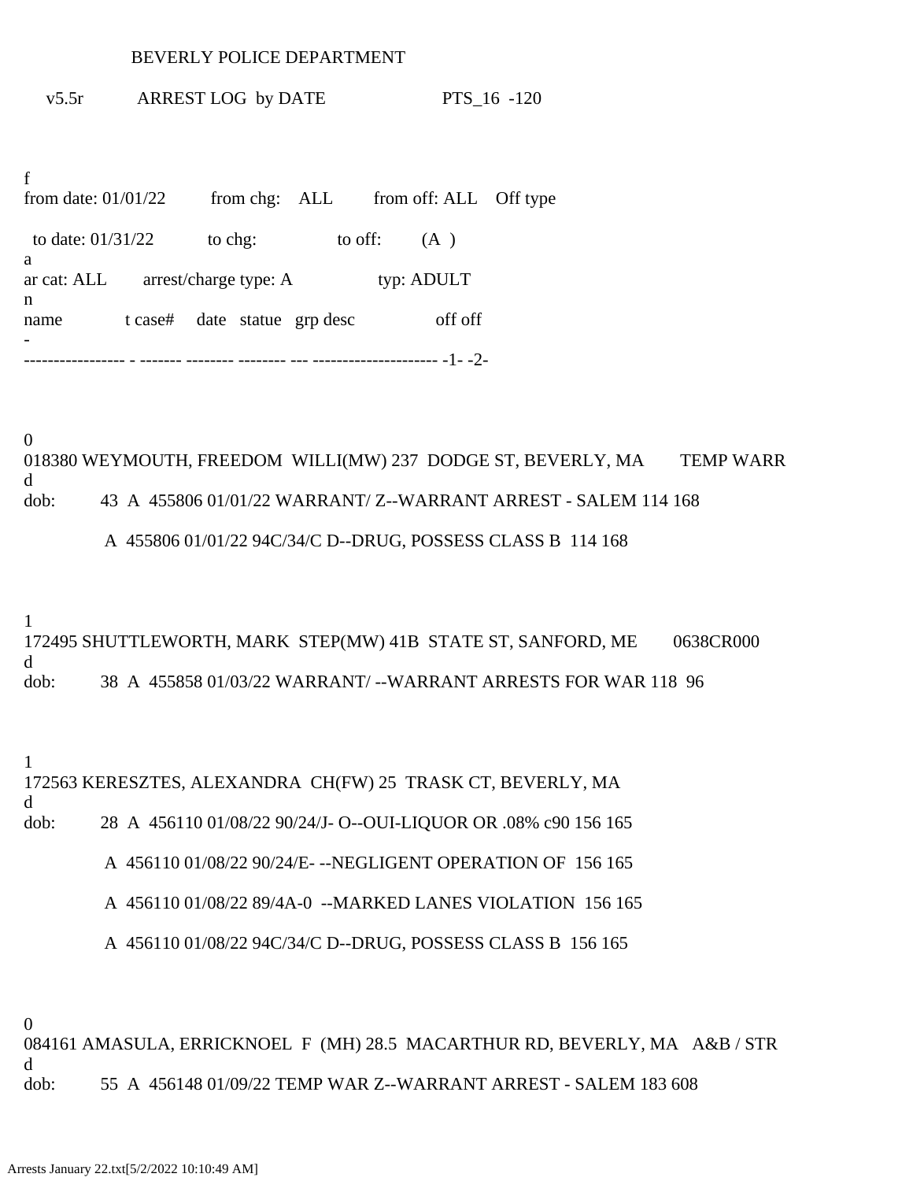BEVERLY POLICE DEPARTMENT

v5.5r ARREST LOG by DATE PTS_16 -120

```
f
from date: 01/01/22      from chg:   ALL       from off: ALL    Off type

 to date: 01/31/22         to chg:              to off:        (A  )
a
ar cat: ALL       arrest/charge type: A               typ: ADULT
n
name            t case#     date   statue   grp desc                off off
-
----------------- - ------- -------- -------- --- --------------------- -1- -2-
```

```
0
018380 WEYMOUTH, FREEDOM  WILLI(MW) 237  DODGE ST, BEVERLY, MA        TEMP WARR
d
dob:         43  A  455806 01/01/22 WARRANT/ Z--WARRANT ARREST - SALEM 114 168

              A  455806 01/01/22 94C/34/C D--DRUG, POSSESS CLASS B  114 168
```

```
1
172495 SHUTTLEWORTH, MARK  STEP(MW) 41B  STATE ST, SANFORD, ME        0638CR000
d
dob:         38  A  455858 01/03/22 WARRANT/ --WARRANT ARRESTS FOR WAR 118  96
```

```
1
172563 KERESZTES, ALEXANDRA  CH(FW) 25  TRASK CT, BEVERLY, MA
d
dob:         28  A  456110 01/08/22 90/24/J- O--OUI-LIQUOR OR .08% c90 156 165

              A  456110 01/08/22 90/24/E- --NEGLIGENT OPERATION OF  156 165

              A  456110 01/08/22 89/4A-0  --MARKED LANES VIOLATION  156 165

              A  456110 01/08/22 94C/34/C D--DRUG, POSSESS CLASS B  156 165
```

```
0
084161 AMASULA, ERRICKNOEL  F  (MH) 28.5  MACARTHUR RD, BEVERLY, MA   A&B / STR
d
dob:         55  A  456148 01/09/22 TEMP WAR Z--WARRANT ARREST - SALEM 183 608
```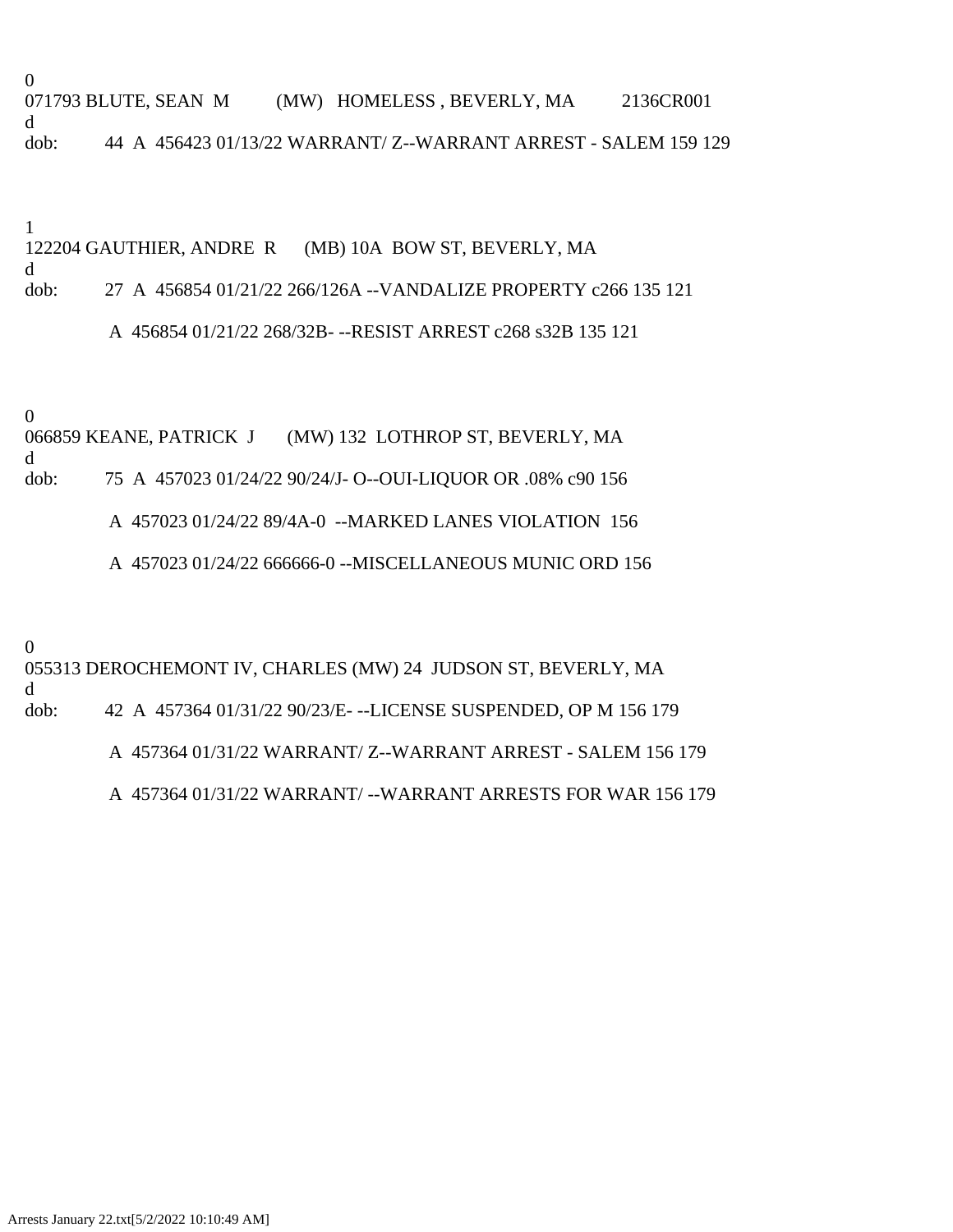0

071793 BLUTE, SEAN M (MW) HOMELESS , BEVERLY, MA 2136CR001

d

dob: 44 A 456423 01/13/22 WARRANT/ Z--WARRANT ARREST - SALEM 159 129

1

122204 GAUTHIER, ANDRE R (MB) 10A BOW ST, BEVERLY, MA

d

dob: 27 A 456854 01/21/22 266/126A --VANDALIZE PROPERTY c266 135 121

A 456854 01/21/22 268/32B- --RESIST ARREST c268 s32B 135 121

0

066859 KEANE, PATRICK J (MW) 132 LOTHROP ST, BEVERLY, MA

d

dob: 75 A 457023 01/24/22 90/24/J- O--OUI-LIQUOR OR .08% c90 156

A 457023 01/24/22 89/4A-0 --MARKED LANES VIOLATION 156

A 457023 01/24/22 666666-0 --MISCELLANEOUS MUNIC ORD 156

0

055313 DEROCHEMONT IV, CHARLES (MW) 24 JUDSON ST, BEVERLY, MA

d

dob: 42 A 457364 01/31/22 90/23/E- --LICENSE SUSPENDED, OP M 156 179

A 457364 01/31/22 WARRANT/ Z--WARRANT ARREST - SALEM 156 179

A 457364 01/31/22 WARRANT/ --WARRANT ARRESTS FOR WAR 156 179